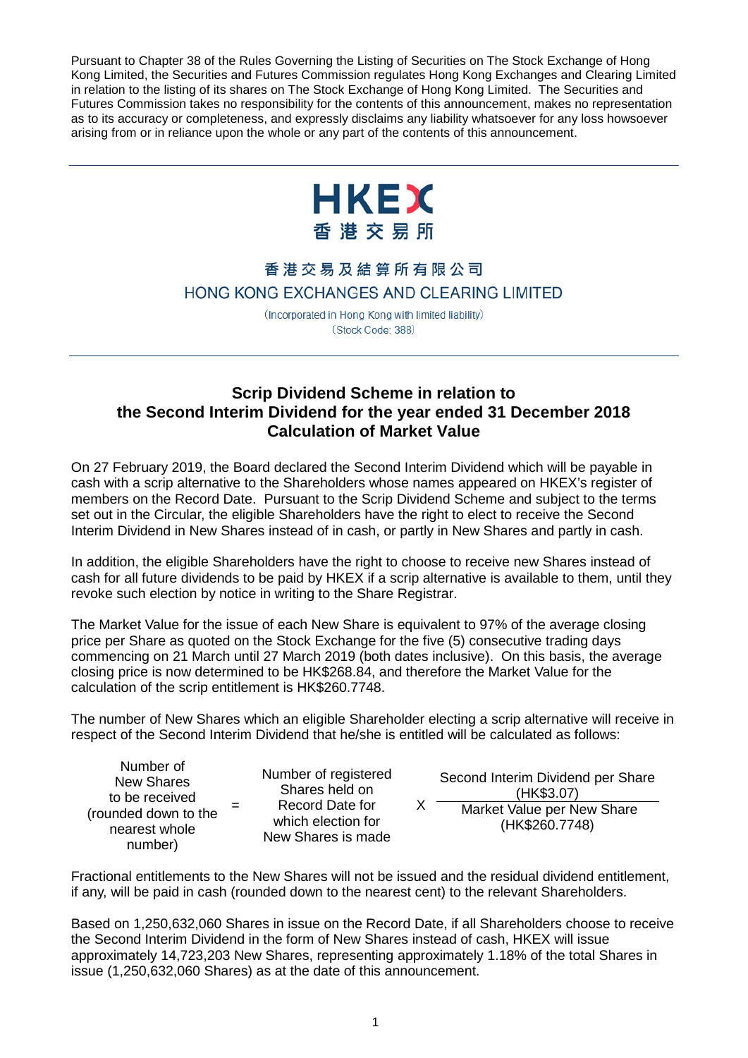Pursuant to Chapter 38 of the Rules Governing the Listing of Securities on The Stock Exchange of Hong Kong Limited, the Securities and Futures Commission regulates Hong Kong Exchanges and Clearing Limited in relation to the listing of its shares on The Stock Exchange of Hong Kong Limited. The Securities and Futures Commission takes no responsibility for the contents of this announcement, makes no representation as to its accuracy or completeness, and expressly disclaims any liability whatsoever for any loss howsoever arising from or in reliance upon the whole or any part of the contents of this announcement.

HKEX
香港交易所

香港交易及結算所有限公司
HONG KONG EXCHANGES AND CLEARING LIMITED

(Incorporated in Hong Kong with limited liability)
(Stock Code: 388)

## Scrip Dividend Scheme in relation to the Second Interim Dividend for the year ended 31 December 2018 Calculation of Market Value

On 27 February 2019, the Board declared the Second Interim Dividend which will be payable in cash with a scrip alternative to the Shareholders whose names appeared on HKEX's register of members on the Record Date. Pursuant to the Scrip Dividend Scheme and subject to the terms set out in the Circular, the eligible Shareholders have the right to elect to receive the Second Interim Dividend in New Shares instead of in cash, or partly in New Shares and partly in cash.

In addition, the eligible Shareholders have the right to choose to receive new Shares instead of cash for all future dividends to be paid by HKEX if a scrip alternative is available to them, until they revoke such election by notice in writing to the Share Registrar.

The Market Value for the issue of each New Share is equivalent to 97% of the average closing price per Share as quoted on the Stock Exchange for the five (5) consecutive trading days commencing on 21 March until 27 March 2019 (both dates inclusive). On this basis, the average closing price is now determined to be HK$268.84, and therefore the Market Value for the calculation of the scrip entitlement is HK$260.7748.

The number of New Shares which an eligible Shareholder electing a scrip alternative will receive in respect of the Second Interim Dividend that he/she is entitled will be calculated as follows:

$$\text{Number of New Shares to be received (rounded down to the nearest whole number)} = \text{Number of registered Shares held on Record Date for which election for New Shares is made} \times \frac{\text{Second Interim Dividend per Share (HK\$3.07)}}{\text{Market Value per New Share (HK\$260.7748)}}$$

Fractional entitlements to the New Shares will not be issued and the residual dividend entitlement, if any, will be paid in cash (rounded down to the nearest cent) to the relevant Shareholders.

Based on 1,250,632,060 Shares in issue on the Record Date, if all Shareholders choose to receive the Second Interim Dividend in the form of New Shares instead of cash, HKEX will issue approximately 14,723,203 New Shares, representing approximately 1.18% of the total Shares in issue (1,250,632,060 Shares) as at the date of this announcement.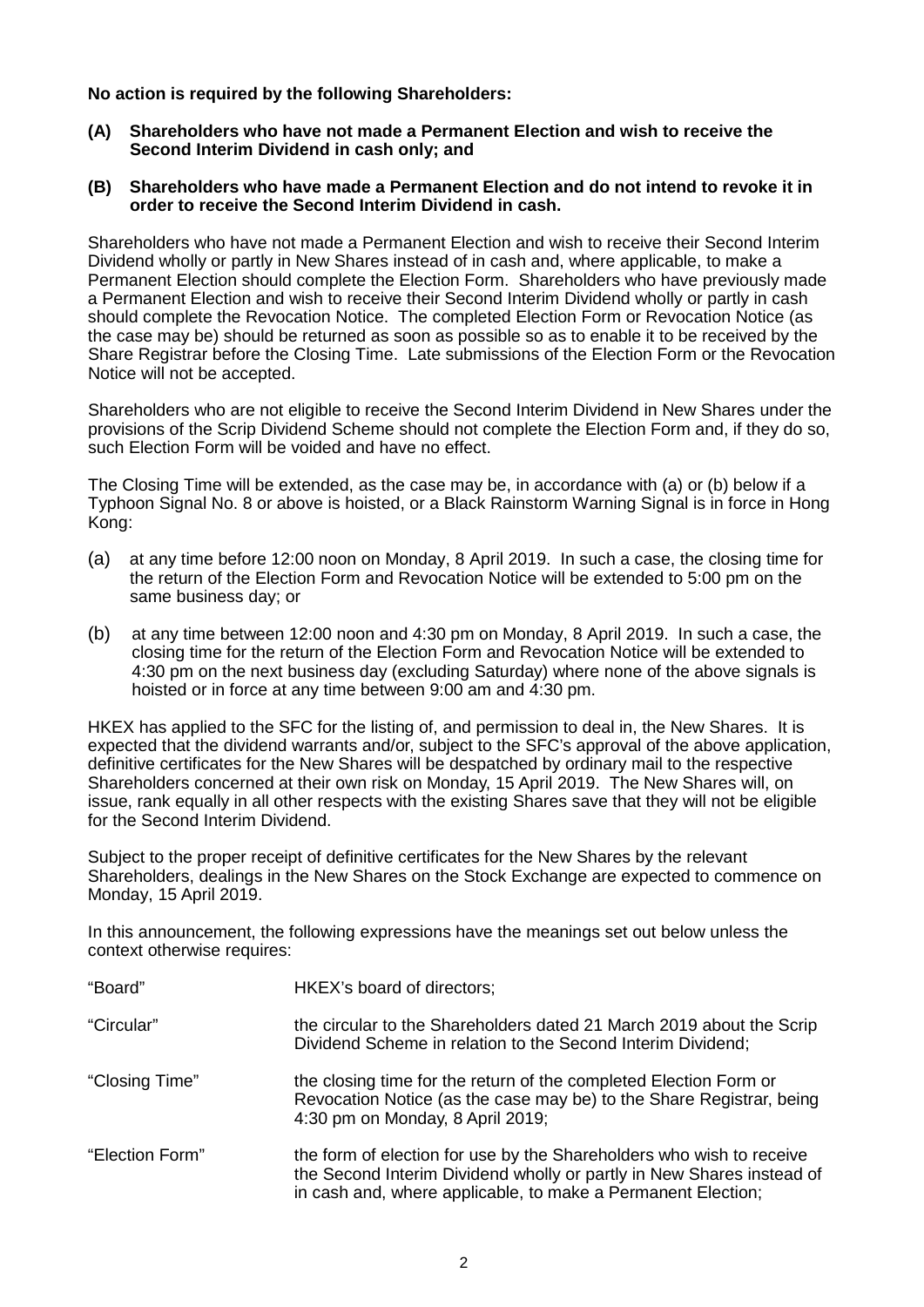**No action is required by the following Shareholders:**

**(A) Shareholders who have not made a Permanent Election and wish to receive the Second Interim Dividend in cash only; and**

**(B) Shareholders who have made a Permanent Election and do not intend to revoke it in order to receive the Second Interim Dividend in cash.**

Shareholders who have not made a Permanent Election and wish to receive their Second Interim Dividend wholly or partly in New Shares instead of in cash and, where applicable, to make a Permanent Election should complete the Election Form. Shareholders who have previously made a Permanent Election and wish to receive their Second Interim Dividend wholly or partly in cash should complete the Revocation Notice. The completed Election Form or Revocation Notice (as the case may be) should be returned as soon as possible so as to enable it to be received by the Share Registrar before the Closing Time. Late submissions of the Election Form or the Revocation Notice will not be accepted.

Shareholders who are not eligible to receive the Second Interim Dividend in New Shares under the provisions of the Scrip Dividend Scheme should not complete the Election Form and, if they do so, such Election Form will be voided and have no effect.

The Closing Time will be extended, as the case may be, in accordance with (a) or (b) below if a Typhoon Signal No. 8 or above is hoisted, or a Black Rainstorm Warning Signal is in force in Hong Kong:

(a) at any time before 12:00 noon on Monday, 8 April 2019. In such a case, the closing time for the return of the Election Form and Revocation Notice will be extended to 5:00 pm on the same business day; or

(b) at any time between 12:00 noon and 4:30 pm on Monday, 8 April 2019. In such a case, the closing time for the return of the Election Form and Revocation Notice will be extended to 4:30 pm on the next business day (excluding Saturday) where none of the above signals is hoisted or in force at any time between 9:00 am and 4:30 pm.

HKEX has applied to the SFC for the listing of, and permission to deal in, the New Shares. It is expected that the dividend warrants and/or, subject to the SFC's approval of the above application, definitive certificates for the New Shares will be despatched by ordinary mail to the respective Shareholders concerned at their own risk on Monday, 15 April 2019. The New Shares will, on issue, rank equally in all other respects with the existing Shares save that they will not be eligible for the Second Interim Dividend.

Subject to the proper receipt of definitive certificates for the New Shares by the relevant Shareholders, dealings in the New Shares on the Stock Exchange are expected to commence on Monday, 15 April 2019.

In this announcement, the following expressions have the meanings set out below unless the context otherwise requires:

| | |
|---|---|
| "Board" | HKEX's board of directors; |
| "Circular" | the circular to the Shareholders dated 21 March 2019 about the Scrip Dividend Scheme in relation to the Second Interim Dividend; |
| "Closing Time" | the closing time for the return of the completed Election Form or Revocation Notice (as the case may be) to the Share Registrar, being 4:30 pm on Monday, 8 April 2019; |
| "Election Form" | the form of election for use by the Shareholders who wish to receive the Second Interim Dividend wholly or partly in New Shares instead of in cash and, where applicable, to make a Permanent Election; |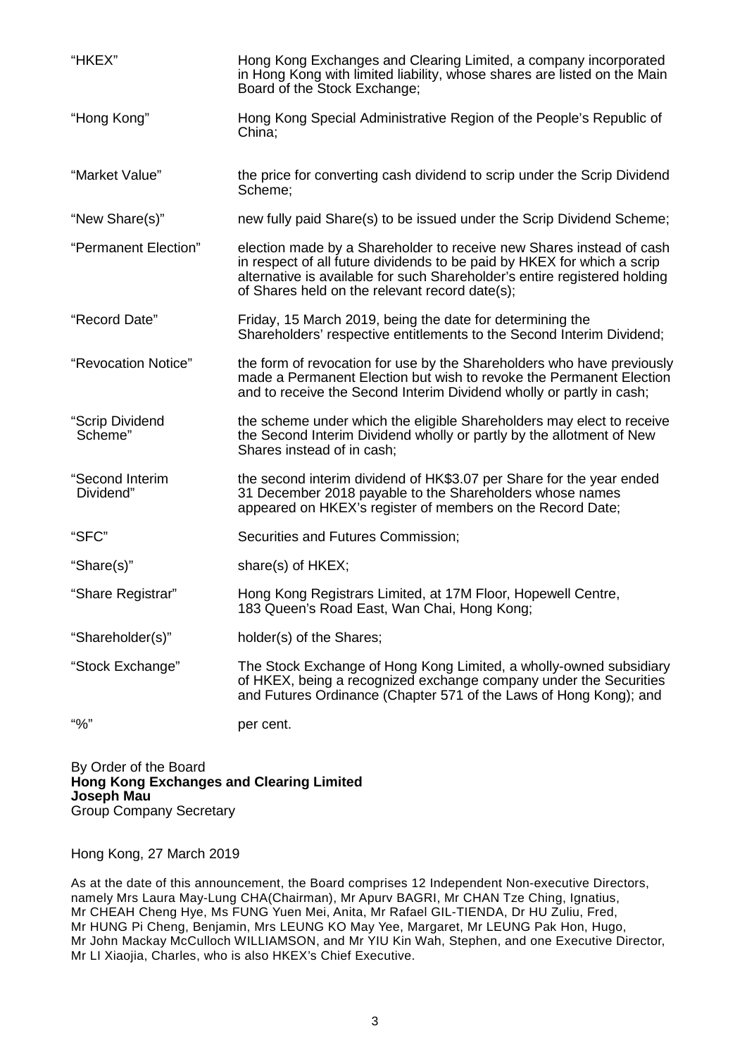| | |
|---|---|
| "HKEX" | Hong Kong Exchanges and Clearing Limited, a company incorporated in Hong Kong with limited liability, whose shares are listed on the Main Board of the Stock Exchange; |
| "Hong Kong" | Hong Kong Special Administrative Region of the People's Republic of China; |
| "Market Value" | the price for converting cash dividend to scrip under the Scrip Dividend Scheme; |
| "New Share(s)" | new fully paid Share(s) to be issued under the Scrip Dividend Scheme; |
| "Permanent Election" | election made by a Shareholder to receive new Shares instead of cash in respect of all future dividends to be paid by HKEX for which a scrip alternative is available for such Shareholder's entire registered holding of Shares held on the relevant record date(s); |
| "Record Date" | Friday, 15 March 2019, being the date for determining the Shareholders' respective entitlements to the Second Interim Dividend; |
| "Revocation Notice" | the form of revocation for use by the Shareholders who have previously made a Permanent Election but wish to revoke the Permanent Election and to receive the Second Interim Dividend wholly or partly in cash; |
| "Scrip Dividend Scheme" | the scheme under which the eligible Shareholders may elect to receive the Second Interim Dividend wholly or partly by the allotment of New Shares instead of in cash; |
| "Second Interim Dividend" | the second interim dividend of HK$3.07 per Share for the year ended 31 December 2018 payable to the Shareholders whose names appeared on HKEX's register of members on the Record Date; |
| "SFC" | Securities and Futures Commission; |
| "Share(s)" | share(s) of HKEX; |
| "Share Registrar" | Hong Kong Registrars Limited, at 17M Floor, Hopewell Centre, 183 Queen's Road East, Wan Chai, Hong Kong; |
| "Shareholder(s)" | holder(s) of the Shares; |
| "Stock Exchange" | The Stock Exchange of Hong Kong Limited, a wholly-owned subsidiary of HKEX, being a recognized exchange company under the Securities and Futures Ordinance (Chapter 571 of the Laws of Hong Kong); and |
| "%" | per cent. |

By Order of the Board
**Hong Kong Exchanges and Clearing Limited**
**Joseph Mau**
Group Company Secretary

Hong Kong, 27 March 2019

As at the date of this announcement, the Board comprises 12 Independent Non-executive Directors, namely Mrs Laura May-Lung CHA(Chairman), Mr Apurv BAGRI, Mr CHAN Tze Ching, Ignatius, Mr CHEAH Cheng Hye, Ms FUNG Yuen Mei, Anita, Mr Rafael GIL-TIENDA, Dr HU Zuliu, Fred, Mr HUNG Pi Cheng, Benjamin, Mrs LEUNG KO May Yee, Margaret, Mr LEUNG Pak Hon, Hugo, Mr John Mackay McCulloch WILLIAMSON, and Mr YIU Kin Wah, Stephen, and one Executive Director, Mr LI Xiaojia, Charles, who is also HKEX's Chief Executive.